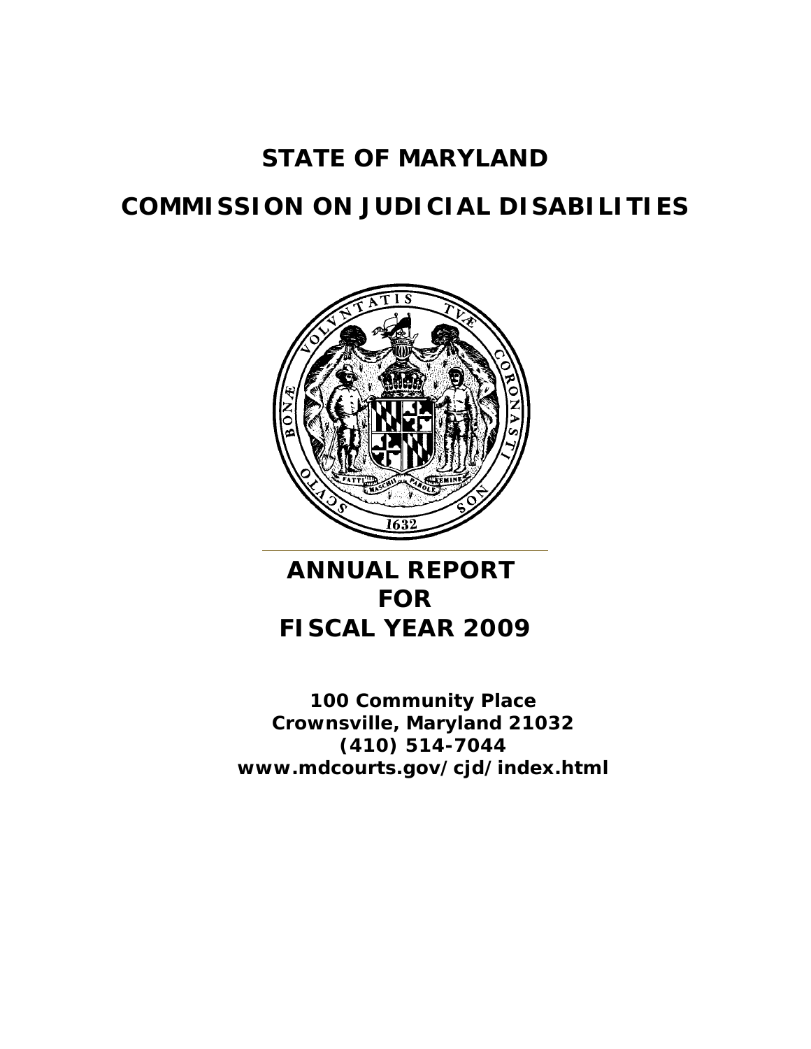# STATE OF MARYLAND

# COMMISSION ON JUDICIAL DISABILITIES

# ANNUAL REPORT FOR FISCAL YEAR 2009

**100 Community Place**
**Crownsville, Maryland 21032**
**(410) 514-7044**
**www.mdcourts.gov/cjd/index.html**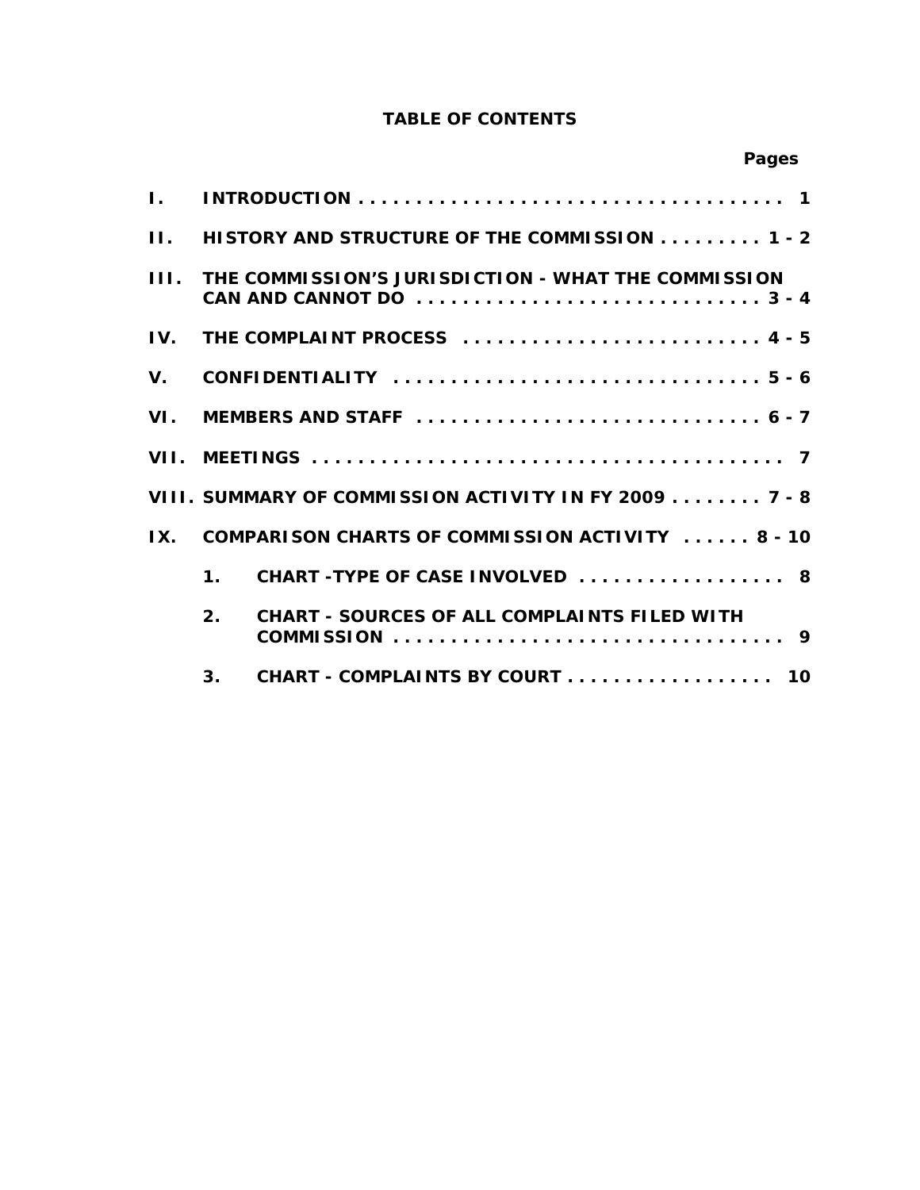# TABLE OF CONTENTS

| | | Pages |
|---|---|---|
| I. | INTRODUCTION | 1 |
| II. | HISTORY AND STRUCTURE OF THE COMMISSION | 1 - 2 |
| III. | THE COMMISSION'S JURISDICTION - WHAT THE COMMISSION CAN AND CANNOT DO | 3 - 4 |
| IV. | THE COMPLAINT PROCESS | 4 - 5 |
| V. | CONFIDENTIALITY | 5 - 6 |
| VI. | MEMBERS AND STAFF | 6 - 7 |
| VII. | MEETINGS | 7 |
| VIII. | SUMMARY OF COMMISSION ACTIVITY IN FY 2009 | 7 - 8 |
| IX. | COMPARISON CHARTS OF COMMISSION ACTIVITY | 8 - 10 |
| | 1. CHART -TYPE OF CASE INVOLVED | 8 |
| | 2. CHART - SOURCES OF ALL COMPLAINTS FILED WITH COMMISSION | 9 |
| | 3. CHART - COMPLAINTS BY COURT | 10 |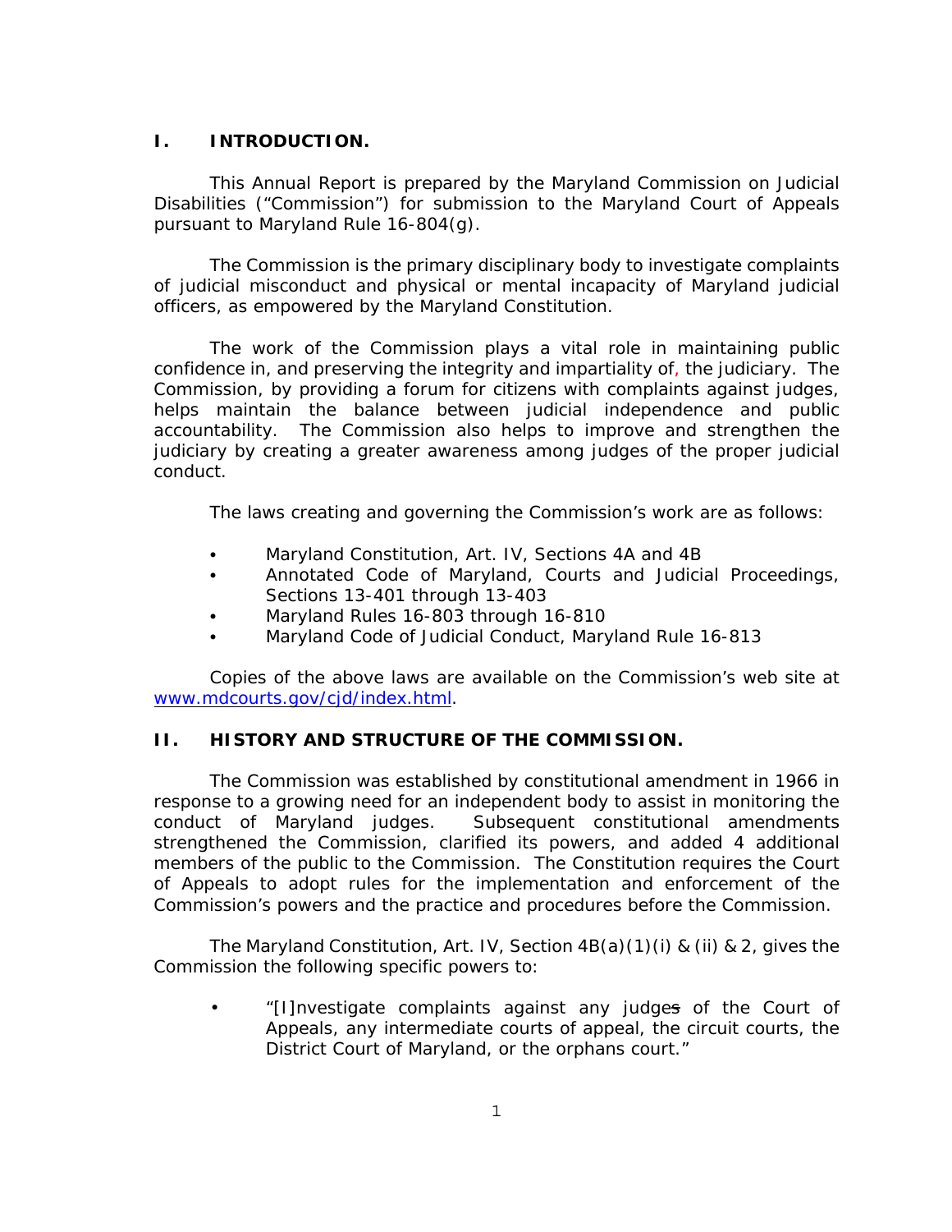## I. INTRODUCTION.

This Annual Report is prepared by the Maryland Commission on Judicial Disabilities ("Commission") for submission to the Maryland Court of Appeals pursuant to Maryland Rule 16-804(g).

The Commission is the primary disciplinary body to investigate complaints of judicial misconduct and physical or mental incapacity of Maryland judicial officers, as empowered by the Maryland Constitution.

The work of the Commission plays a vital role in maintaining public confidence in, and preserving the integrity and impartiality of, the judiciary. The Commission, by providing a forum for citizens with complaints against judges, helps maintain the balance between judicial independence and public accountability. The Commission also helps to improve and strengthen the judiciary by creating a greater awareness among judges of the proper judicial conduct.

The laws creating and governing the Commission's work are as follows:

- Maryland Constitution, Art. IV, Sections 4A and 4B
- Annotated Code of Maryland, Courts and Judicial Proceedings, Sections 13-401 through 13-403
- Maryland Rules 16-803 through 16-810
- Maryland Code of Judicial Conduct, Maryland Rule 16-813

Copies of the above laws are available on the Commission's web site at www.mdcourts.gov/cjd/index.html.

## II. HISTORY AND STRUCTURE OF THE COMMISSION.

The Commission was established by constitutional amendment in 1966 in response to a growing need for an independent body to assist in monitoring the conduct of Maryland judges. Subsequent constitutional amendments strengthened the Commission, clarified its powers, and added 4 additional members of the public to the Commission. The Constitution requires the Court of Appeals to adopt rules for the implementation and enforcement of the Commission's powers and the practice and procedures before the Commission.

The Maryland Constitution, Art. IV, Section 4B(a)(1)(i) & (ii) & 2, gives the Commission the following specific powers to:

- "[I]nvestigate complaints against any judges of the Court of Appeals, any intermediate courts of appeal, the circuit courts, the District Court of Maryland, or the orphans court."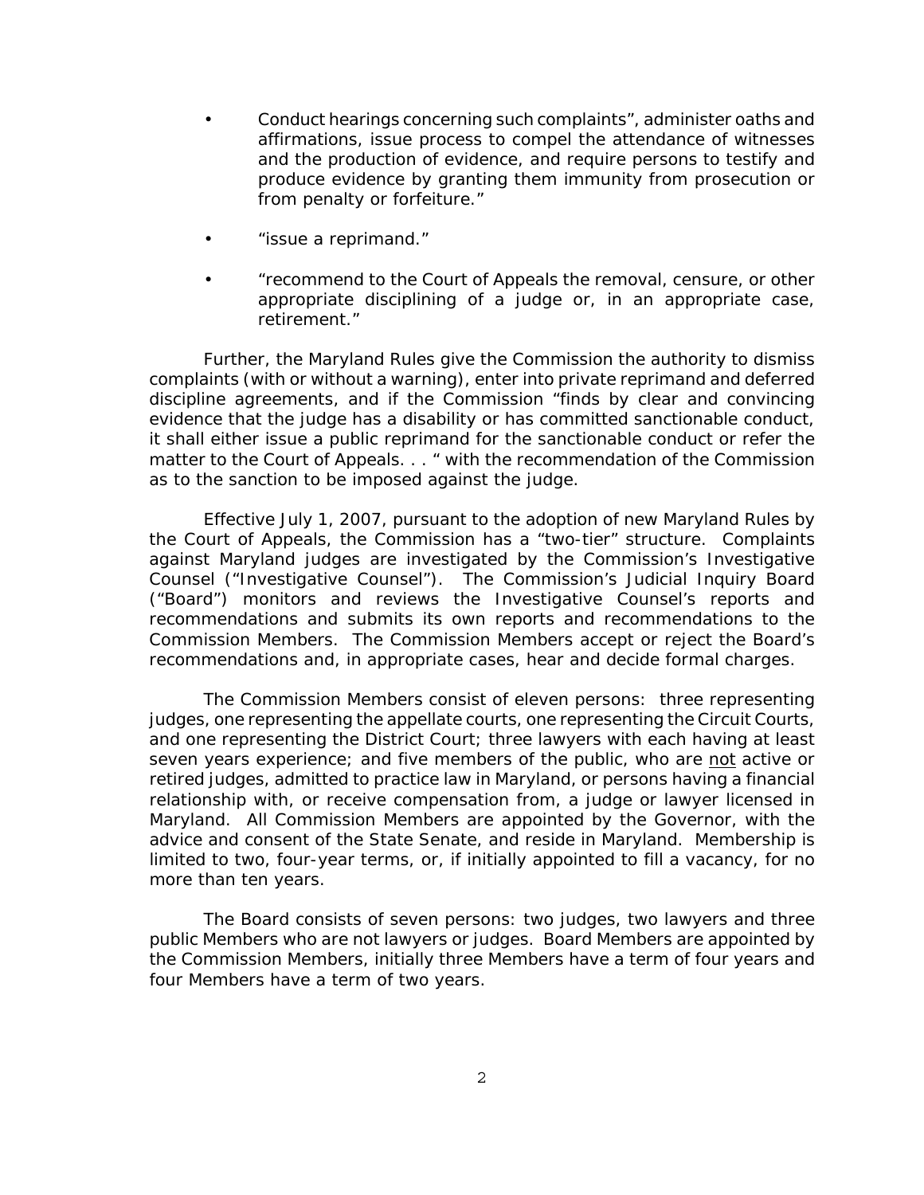- Conduct hearings concerning such complaints", administer oaths and affirmations, issue process to compel the attendance of witnesses and the production of evidence, and require persons to testify and produce evidence by granting them immunity from prosecution or from penalty or forfeiture."

- "issue a reprimand."

- "recommend to the Court of Appeals the removal, censure, or other appropriate disciplining of a judge or, in an appropriate case, retirement."

Further, the Maryland Rules give the Commission the authority to dismiss complaints (with or without a warning), enter into private reprimand and deferred discipline agreements, and if the Commission "finds by clear and convincing evidence that the judge has a disability or has committed sanctionable conduct, it shall either issue a public reprimand for the sanctionable conduct or refer the matter to the Court of Appeals. . . " with the recommendation of the Commission as to the sanction to be imposed against the judge.

Effective July 1, 2007, pursuant to the adoption of new Maryland Rules by the Court of Appeals, the Commission has a "two-tier" structure. Complaints against Maryland judges are investigated by the Commission's Investigative Counsel ("Investigative Counsel"). The Commission's Judicial Inquiry Board ("Board") monitors and reviews the Investigative Counsel's reports and recommendations and submits its own reports and recommendations to the Commission Members. The Commission Members accept or reject the Board's recommendations and, in appropriate cases, hear and decide formal charges.

The Commission Members consist of eleven persons: three representing judges, one representing the appellate courts, one representing the Circuit Courts, and one representing the District Court; three lawyers with each having at least seven years experience; and five members of the public, who are <u>not</u> active or retired judges, admitted to practice law in Maryland, or persons having a financial relationship with, or receive compensation from, a judge or lawyer licensed in Maryland. All Commission Members are appointed by the Governor, with the advice and consent of the State Senate, and reside in Maryland. Membership is limited to two, four-year terms, or, if initially appointed to fill a vacancy, for no more than ten years.

The Board consists of seven persons: two judges, two lawyers and three public Members who are not lawyers or judges. Board Members are appointed by the Commission Members, initially three Members have a term of four years and four Members have a term of two years.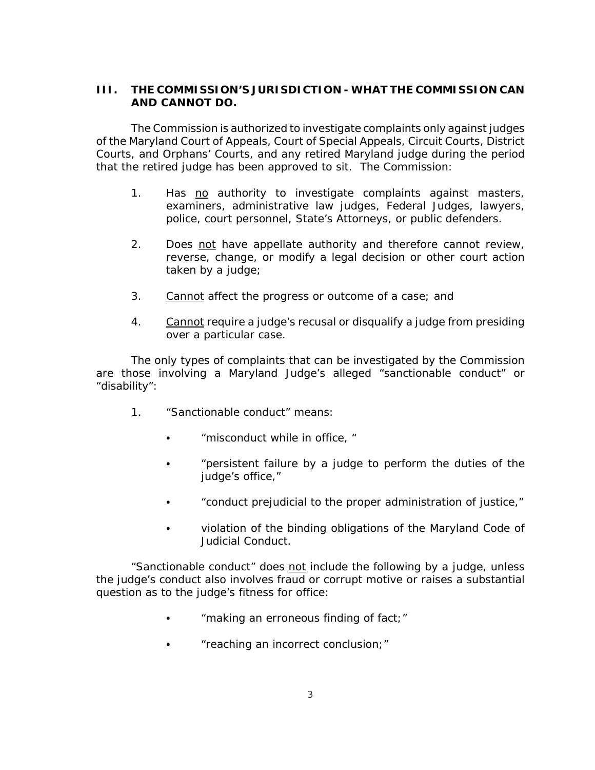## III. THE COMMISSION'S JURISDICTION - WHAT THE COMMISSION CAN AND CANNOT DO.

The Commission is authorized to investigate complaints only against judges of the Maryland Court of Appeals, Court of Special Appeals, Circuit Courts, District Courts, and Orphans' Courts, and any retired Maryland judge during the period that the retired judge has been approved to sit. The Commission:

1. Has <u>no</u> authority to investigate complaints against masters, examiners, administrative law judges, Federal Judges, lawyers, police, court personnel, State's Attorneys, or public defenders.

2. Does <u>not</u> have appellate authority and therefore cannot review, reverse, change, or modify a legal decision or other court action taken by a judge;

3. <u>Cannot</u> affect the progress or outcome of a case; and

4. <u>Cannot</u> require a judge's recusal or disqualify a judge from presiding over a particular case.

The only types of complaints that can be investigated by the Commission are those involving a Maryland Judge's alleged "sanctionable conduct" or "disability":

1. "Sanctionable conduct" means:

   - "misconduct while in office, "
   - "persistent failure by a judge to perform the duties of the judge's office,"
   - "conduct prejudicial to the proper administration of justice,"
   - violation of the binding obligations of the Maryland Code of Judicial Conduct.

"Sanctionable conduct" does <u>not</u> include the following by a judge, unless the judge's conduct also involves fraud or corrupt motive or raises a substantial question as to the judge's fitness for office:

- "making an erroneous finding of fact;"
- "reaching an incorrect conclusion;"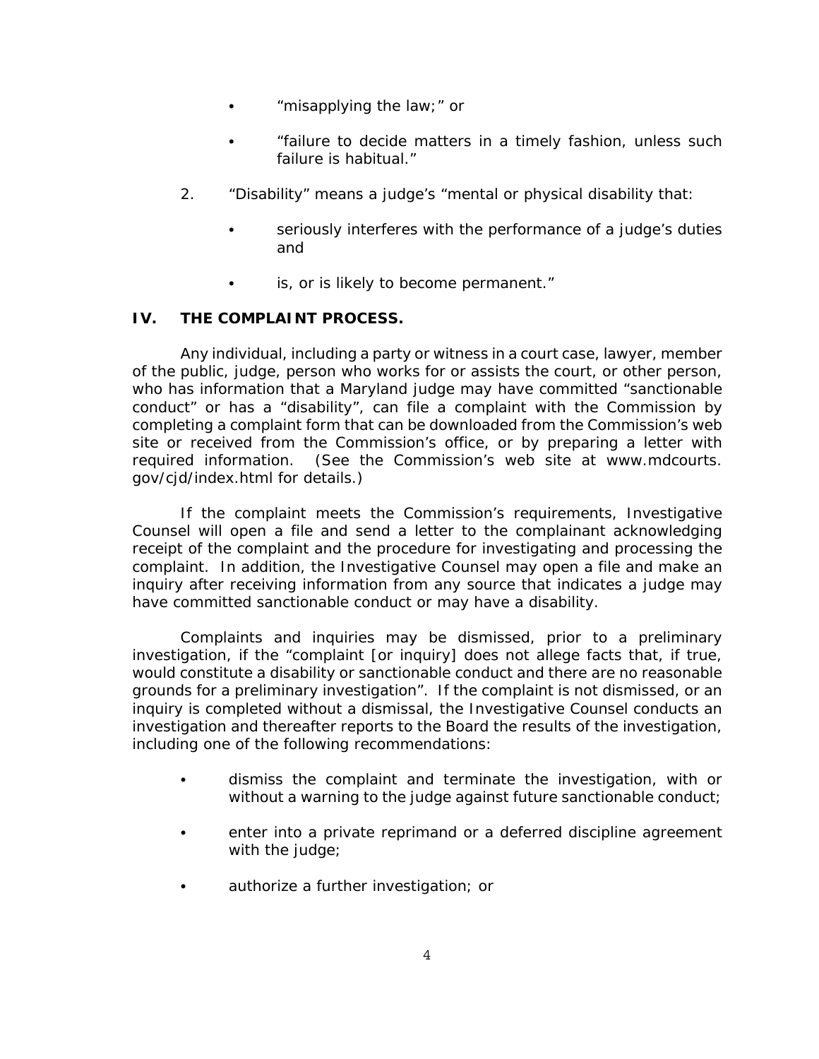- "misapplying the law;" or

- "failure to decide matters in a timely fashion, unless such failure is habitual."

2. "Disability" means a judge's "mental or physical disability that:

   - seriously interferes with the performance of a judge's duties and

   - is, or is likely to become permanent."

## IV. THE COMPLAINT PROCESS.

Any individual, including a party or witness in a court case, lawyer, member of the public, judge, person who works for or assists the court, or other person, who has information that a Maryland judge may have committed "sanctionable conduct" or has a "disability", can file a complaint with the Commission by completing a complaint form that can be downloaded from the Commission's web site or received from the Commission's office, or by preparing a letter with required information. (See the Commission's web site at www.mdcourts.gov/cjd/index.html for details.)

If the complaint meets the Commission's requirements, Investigative Counsel will open a file and send a letter to the complainant acknowledging receipt of the complaint and the procedure for investigating and processing the complaint. In addition, the Investigative Counsel may open a file and make an inquiry after receiving information from any source that indicates a judge may have committed sanctionable conduct or may have a disability.

Complaints and inquiries may be dismissed, prior to a preliminary investigation, if the "complaint [or inquiry] does not allege facts that, if true, would constitute a disability or sanctionable conduct and there are no reasonable grounds for a preliminary investigation". If the complaint is not dismissed, or an inquiry is completed without a dismissal, the Investigative Counsel conducts an investigation and thereafter reports to the Board the results of the investigation, including one of the following recommendations:

- dismiss the complaint and terminate the investigation, with or without a warning to the judge against future sanctionable conduct;

- enter into a private reprimand or a deferred discipline agreement with the judge;

- authorize a further investigation; or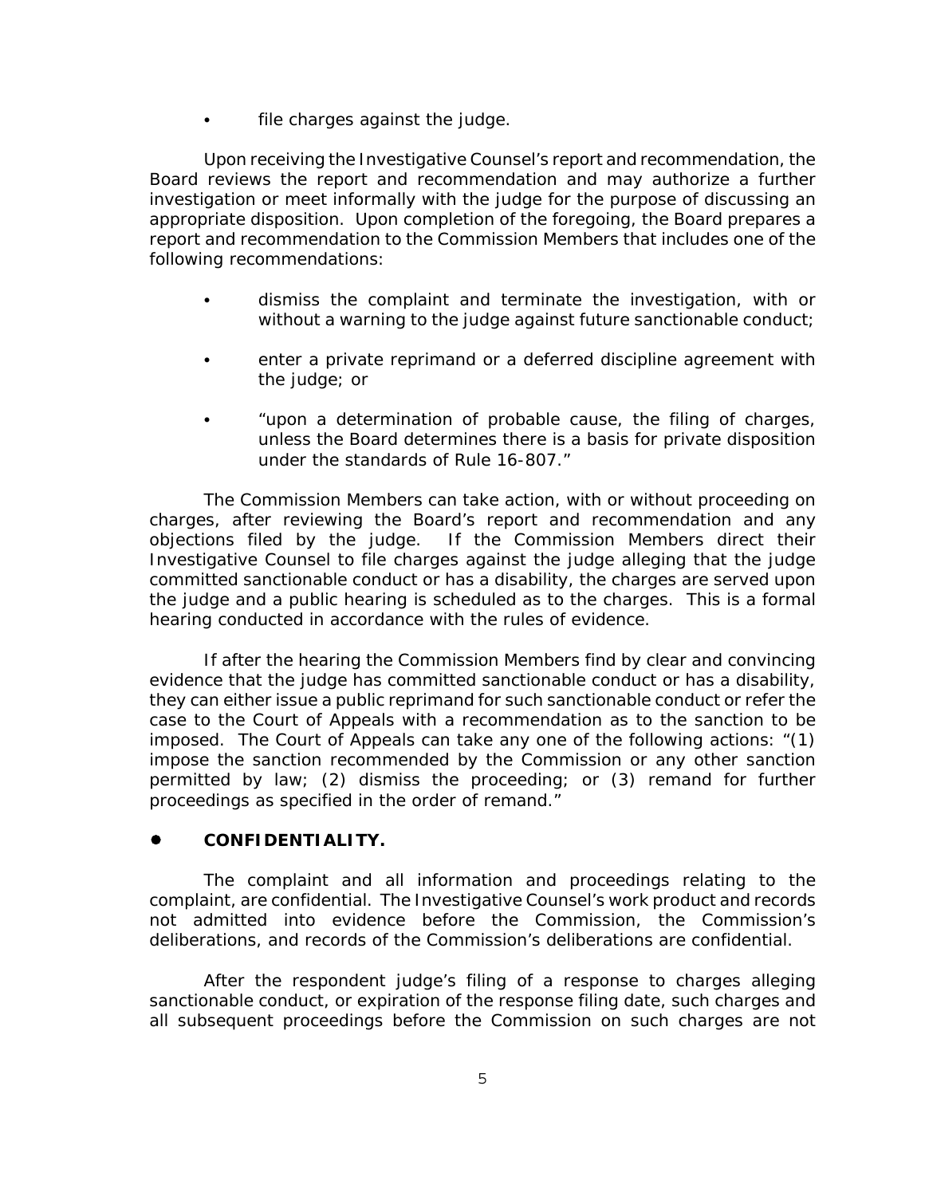- file charges against the judge.

Upon receiving the Investigative Counsel's report and recommendation, the Board reviews the report and recommendation and may authorize a further investigation or meet informally with the judge for the purpose of discussing an appropriate disposition. Upon completion of the foregoing, the Board prepares a report and recommendation to the Commission Members that includes one of the following recommendations:

- dismiss the complaint and terminate the investigation, with or without a warning to the judge against future sanctionable conduct;
- enter a private reprimand or a deferred discipline agreement with the judge; or
- "upon a determination of probable cause, the filing of charges, unless the Board determines there is a basis for private disposition under the standards of Rule 16-807."

The Commission Members can take action, with or without proceeding on charges, after reviewing the Board's report and recommendation and any objections filed by the judge. If the Commission Members direct their Investigative Counsel to file charges against the judge alleging that the judge committed sanctionable conduct or has a disability, the charges are served upon the judge and a public hearing is scheduled as to the charges. This is a formal hearing conducted in accordance with the rules of evidence.

If after the hearing the Commission Members find by clear and convincing evidence that the judge has committed sanctionable conduct or has a disability, they can either issue a public reprimand for such sanctionable conduct or refer the case to the Court of Appeals with a recommendation as to the sanction to be imposed. The Court of Appeals can take any one of the following actions: "(1) impose the sanction recommended by the Commission or any other sanction permitted by law; (2) dismiss the proceeding; or (3) remand for further proceedings as specified in the order of remand."

- **CONFIDENTIALITY.**

The complaint and all information and proceedings relating to the complaint, are confidential. The Investigative Counsel's work product and records not admitted into evidence before the Commission, the Commission's deliberations, and records of the Commission's deliberations are confidential.

After the respondent judge's filing of a response to charges alleging sanctionable conduct, or expiration of the response filing date, such charges and all subsequent proceedings before the Commission on such charges are not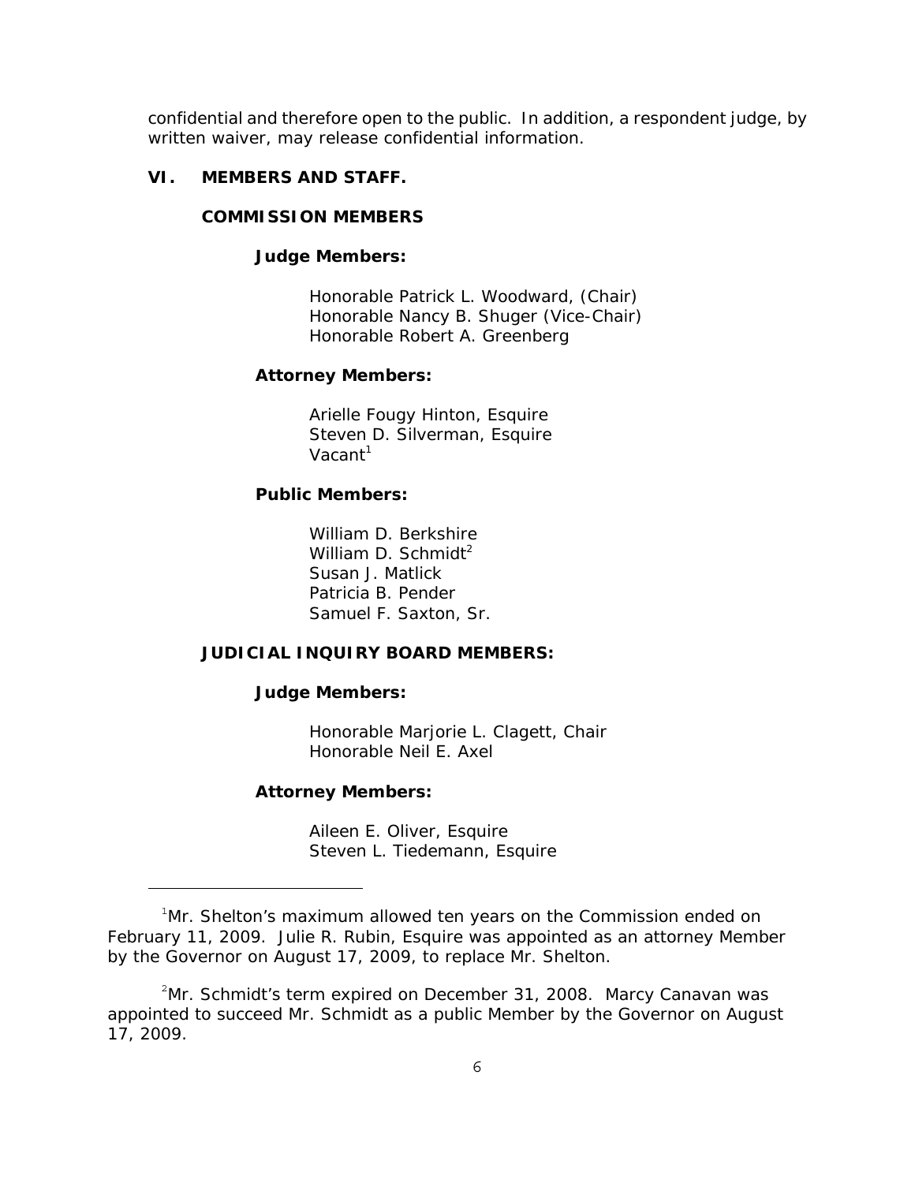confidential and therefore open to the public. In addition, a respondent judge, by written waiver, may release confidential information.

## VI. MEMBERS AND STAFF.

### COMMISSION MEMBERS

**Judge Members:**

Honorable Patrick L. Woodward, (Chair)
Honorable Nancy B. Shuger (Vice-Chair)
Honorable Robert A. Greenberg

**Attorney Members:**

Arielle Fougy Hinton, Esquire
Steven D. Silverman, Esquire
Vacant[1]

**Public Members:**

William D. Berkshire
William D. Schmidt[2]
Susan J. Matlick
Patricia B. Pender
Samuel F. Saxton, Sr.

### JUDICIAL INQUIRY BOARD MEMBERS:

**Judge Members:**

Honorable Marjorie L. Clagett, Chair
Honorable Neil E. Axel

**Attorney Members:**

Aileen E. Oliver, Esquire
Steven L. Tiedemann, Esquire

---

[1] Mr. Shelton's maximum allowed ten years on the Commission ended on February 11, 2009. Julie R. Rubin, Esquire was appointed as an attorney Member by the Governor on August 17, 2009, to replace Mr. Shelton.

[2] Mr. Schmidt's term expired on December 31, 2008. Marcy Canavan was appointed to succeed Mr. Schmidt as a public Member by the Governor on August 17, 2009.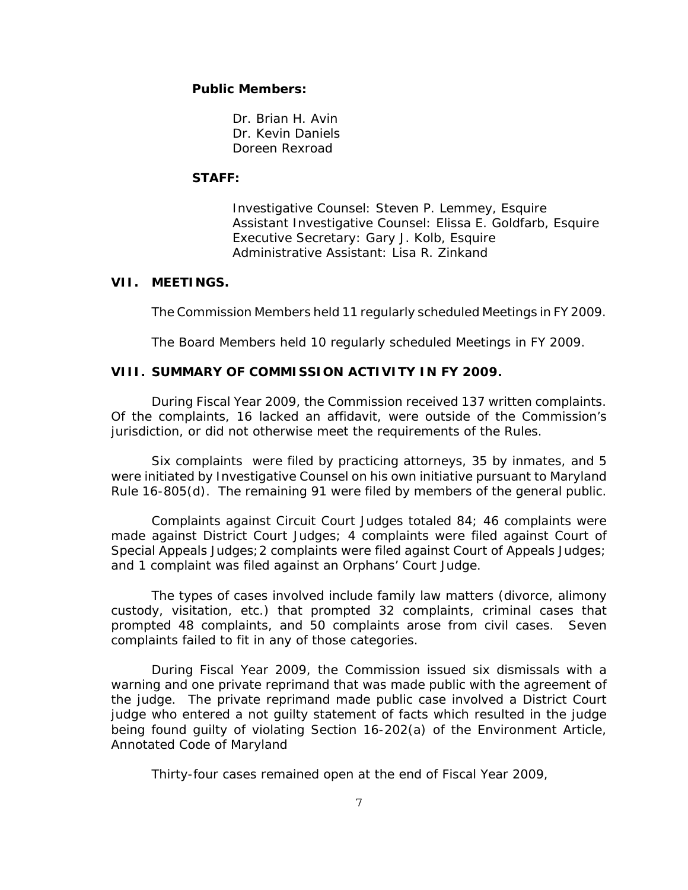**Public Members:**

Dr. Brian H. Avin
Dr. Kevin Daniels
Doreen Rexroad

**STAFF:**

Investigative Counsel: Steven P. Lemmey, Esquire
Assistant Investigative Counsel: Elissa E. Goldfarb, Esquire
Executive Secretary: Gary J. Kolb, Esquire
Administrative Assistant: Lisa R. Zinkand

## VII. MEETINGS.

The Commission Members held 11 regularly scheduled Meetings in FY 2009.

The Board Members held 10 regularly scheduled Meetings in FY 2009.

## VIII. SUMMARY OF COMMISSION ACTIVITY IN FY 2009.

During Fiscal Year 2009, the Commission received 137 written complaints. Of the complaints, 16 lacked an affidavit, were outside of the Commission's jurisdiction, or did not otherwise meet the requirements of the Rules.

Six complaints were filed by practicing attorneys, 35 by inmates, and 5 were initiated by Investigative Counsel on his own initiative pursuant to Maryland Rule 16-805(d). The remaining 91 were filed by members of the general public.

Complaints against Circuit Court Judges totaled 84; 46 complaints were made against District Court Judges; 4 complaints were filed against Court of Special Appeals Judges; 2 complaints were filed against Court of Appeals Judges; and 1 complaint was filed against an Orphans' Court Judge.

The types of cases involved include family law matters (divorce, alimony custody, visitation, etc.) that prompted 32 complaints, criminal cases that prompted 48 complaints, and 50 complaints arose from civil cases. Seven complaints failed to fit in any of those categories.

During Fiscal Year 2009, the Commission issued six dismissals with a warning and one private reprimand that was made public with the agreement of the judge. The private reprimand made public case involved a District Court judge who entered a not guilty statement of facts which resulted in the judge being found guilty of violating Section 16-202(a) of the Environment Article, Annotated Code of Maryland

Thirty-four cases remained open at the end of Fiscal Year 2009,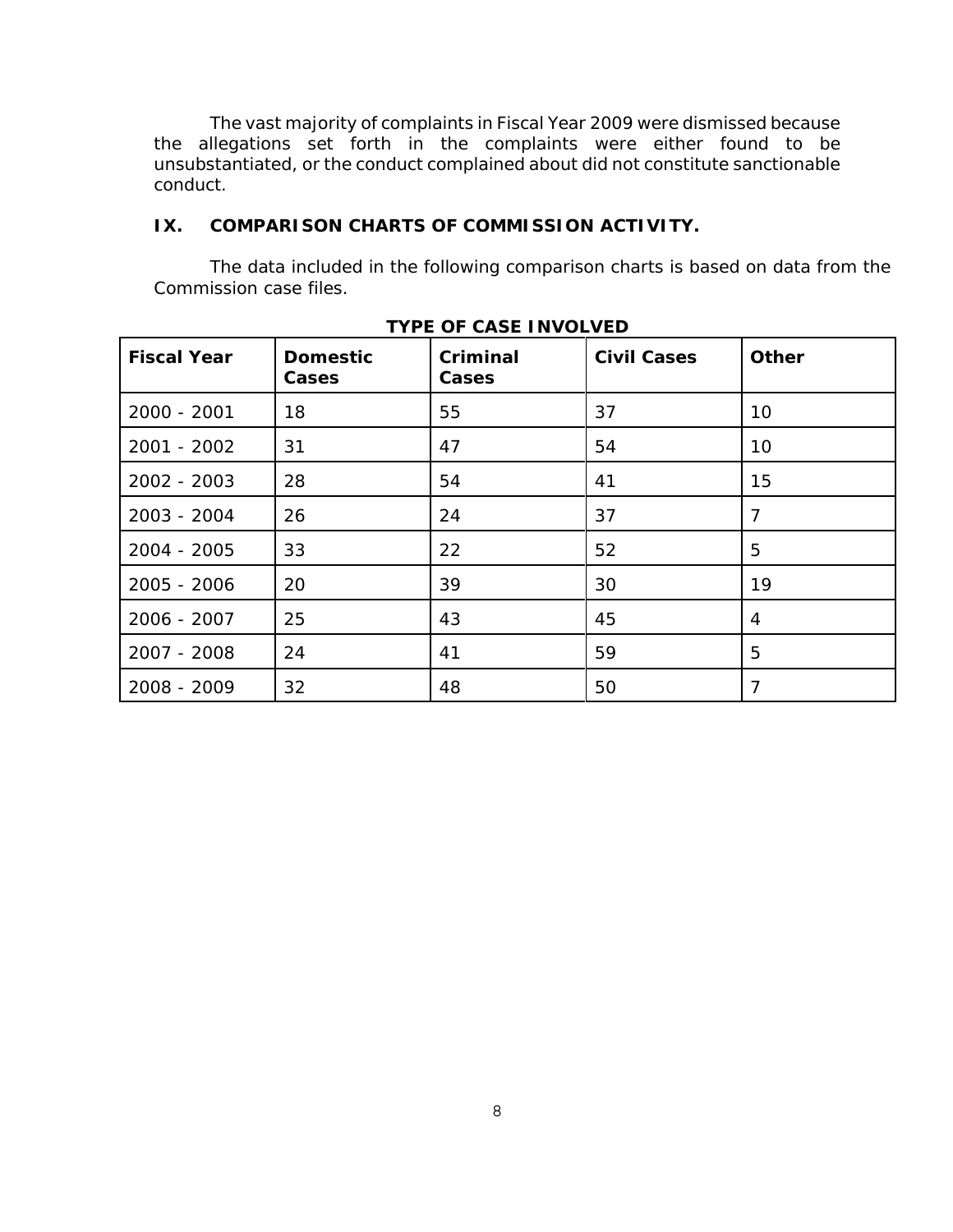The vast majority of complaints in Fiscal Year 2009 were dismissed because the allegations set forth in the complaints were either found to be unsubstantiated, or the conduct complained about did not constitute sanctionable conduct.

## IX. COMPARISON CHARTS OF COMMISSION ACTIVITY.

The data included in the following comparison charts is based on data from the Commission case files.

**TYPE OF CASE INVOLVED**

| Fiscal Year | Domestic Cases | Criminal Cases | Civil Cases | Other |
|---|---|---|---|---|
| 2000 - 2001 | 18 | 55 | 37 | 10 |
| 2001 - 2002 | 31 | 47 | 54 | 10 |
| 2002 - 2003 | 28 | 54 | 41 | 15 |
| 2003 - 2004 | 26 | 24 | 37 | 7 |
| 2004 - 2005 | 33 | 22 | 52 | 5 |
| 2005 - 2006 | 20 | 39 | 30 | 19 |
| 2006 - 2007 | 25 | 43 | 45 | 4 |
| 2007 - 2008 | 24 | 41 | 59 | 5 |
| 2008 - 2009 | 32 | 48 | 50 | 7 |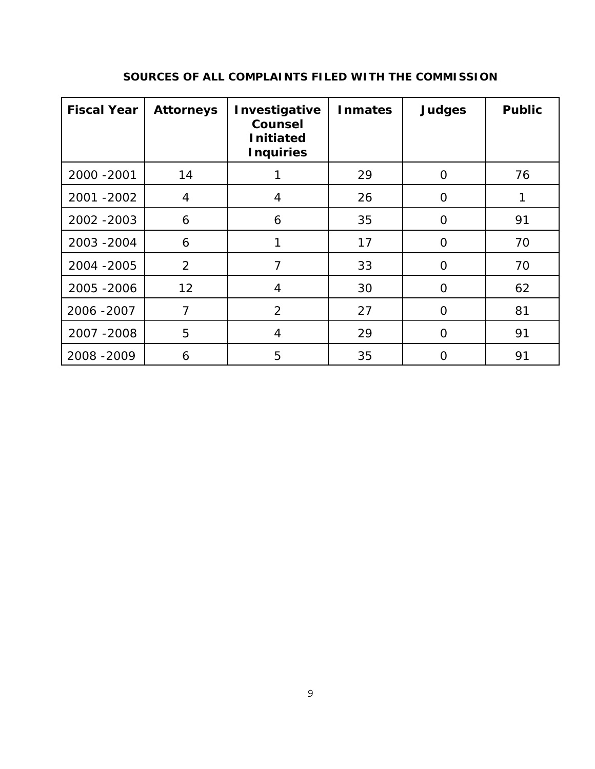## SOURCES OF ALL COMPLAINTS FILED WITH THE COMMISSION

| Fiscal Year | Attorneys | Investigative Counsel Initiated Inquiries | Inmates | Judges | Public |
|---|---|---|---|---|---|
| 2000 -2001 | 14 | 1 | 29 | 0 | 76 |
| 2001 -2002 | 4 | 4 | 26 | 0 | 1 |
| 2002 -2003 | 6 | 6 | 35 | 0 | 91 |
| 2003 -2004 | 6 | 1 | 17 | 0 | 70 |
| 2004 -2005 | 2 | 7 | 33 | 0 | 70 |
| 2005 -2006 | 12 | 4 | 30 | 0 | 62 |
| 2006 -2007 | 7 | 2 | 27 | 0 | 81 |
| 2007 -2008 | 5 | 4 | 29 | 0 | 91 |
| 2008 -2009 | 6 | 5 | 35 | 0 | 91 |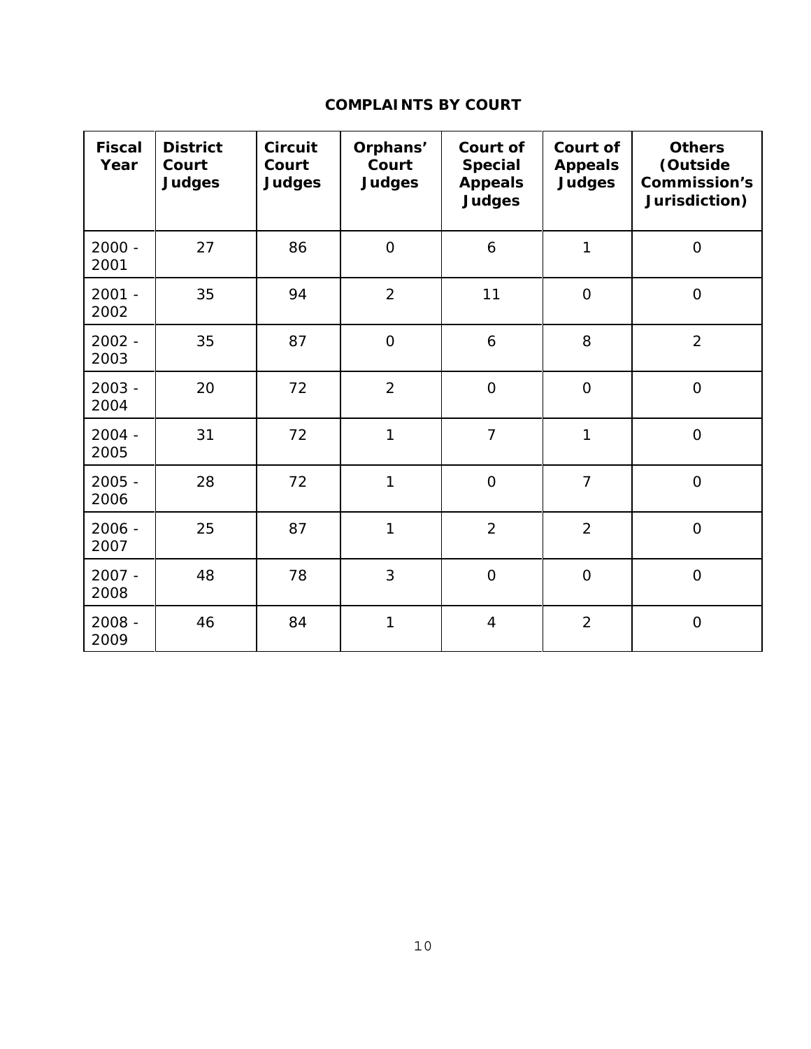## COMPLAINTS BY COURT

| Fiscal Year | District Court Judges | Circuit Court Judges | Orphans' Court Judges | Court of Special Appeals Judges | Court of Appeals Judges | Others (Outside Commission's Jurisdiction) |
|---|---|---|---|---|---|---|
| 2000 - 2001 | 27 | 86 | 0 | 6 | 1 | 0 |
| 2001 - 2002 | 35 | 94 | 2 | 11 | 0 | 0 |
| 2002 - 2003 | 35 | 87 | 0 | 6 | 8 | 2 |
| 2003 - 2004 | 20 | 72 | 2 | 0 | 0 | 0 |
| 2004 - 2005 | 31 | 72 | 1 | 7 | 1 | 0 |
| 2005 - 2006 | 28 | 72 | 1 | 0 | 7 | 0 |
| 2006 - 2007 | 25 | 87 | 1 | 2 | 2 | 0 |
| 2007 - 2008 | 48 | 78 | 3 | 0 | 0 | 0 |
| 2008 - 2009 | 46 | 84 | 1 | 4 | 2 | 0 |